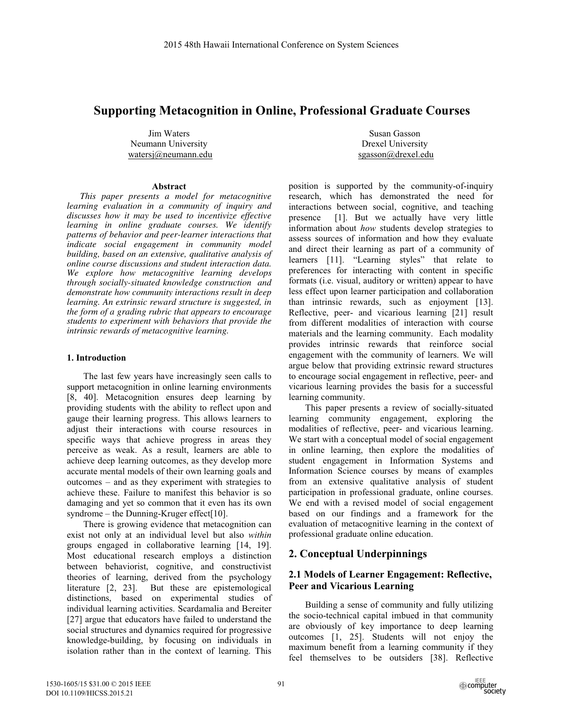# Supporting Metacognition in Online, Professional Graduate Courses

Jim Waters
Neumann University
watersj@neumann.edu

Susan Gasson
Drexel University
sgasson@drexel.edu

### Abstract

*This paper presents a model for metacognitive learning evaluation in a community of inquiry and discusses how it may be used to incentivize effective learning in online graduate courses. We identify patterns of behavior and peer-learner interactions that indicate social engagement in community model building, based on an extensive, qualitative analysis of online course discussions and student interaction data. We explore how metacognitive learning develops through socially-situated knowledge construction and demonstrate how community interactions result in deep learning. An extrinsic reward structure is suggested, in the form of a grading rubric that appears to encourage students to experiment with behaviors that provide the intrinsic rewards of metacognitive learning.*

### 1. Introduction

The last few years have increasingly seen calls to support metacognition in online learning environments [8, 40]. Metacognition ensures deep learning by providing students with the ability to reflect upon and gauge their learning progress. This allows learners to adjust their interactions with course resources in specific ways that achieve progress in areas they perceive as weak. As a result, learners are able to achieve deep learning outcomes, as they develop more accurate mental models of their own learning goals and outcomes – and as they experiment with strategies to achieve these. Failure to manifest this behavior is so damaging and yet so common that it even has its own syndrome – the Dunning-Kruger effect[10].

There is growing evidence that metacognition can exist not only at an individual level but also *within* groups engaged in collaborative learning [14, 19]. Most educational research employs a distinction between behaviorist, cognitive, and constructivist theories of learning, derived from the psychology literature [2, 23]. But these are epistemological distinctions, based on experimental studies of individual learning activities. Scardamalia and Bereiter [27] argue that educators have failed to understand the social structures and dynamics required for progressive knowledge-building, by focusing on individuals in isolation rather than in the context of learning. This position is supported by the community-of-inquiry research, which has demonstrated the need for interactions between social, cognitive, and teaching presence [1]. But we actually have very little information about *how* students develop strategies to assess sources of information and how they evaluate and direct their learning as part of a community of learners [11]. "Learning styles" that relate to preferences for interacting with content in specific formats (i.e. visual, auditory or written) appear to have less effect upon learner participation and collaboration than intrinsic rewards, such as enjoyment [13]. Reflective, peer- and vicarious learning [21] result from different modalities of interaction with course materials and the learning community. Each modality provides intrinsic rewards that reinforce social engagement with the community of learners. We will argue below that providing extrinsic reward structures to encourage social engagement in reflective, peer- and vicarious learning provides the basis for a successful learning community.

This paper presents a review of socially-situated learning community engagement, exploring the modalities of reflective, peer- and vicarious learning. We start with a conceptual model of social engagement in online learning, then explore the modalities of student engagement in Information Systems and Information Science courses by means of examples from an extensive qualitative analysis of student participation in professional graduate, online courses. We end with a revised model of social engagement based on our findings and a framework for the evaluation of metacognitive learning in the context of professional graduate online education.

## 2. Conceptual Underpinnings

### 2.1 Models of Learner Engagement: Reflective, Peer and Vicarious Learning

Building a sense of community and fully utilizing the socio-technical capital imbued in that community are obviously of key importance to deep learning outcomes [1, 25]. Students will not enjoy the maximum benefit from a learning community if they feel themselves to be outsiders [38]. Reflective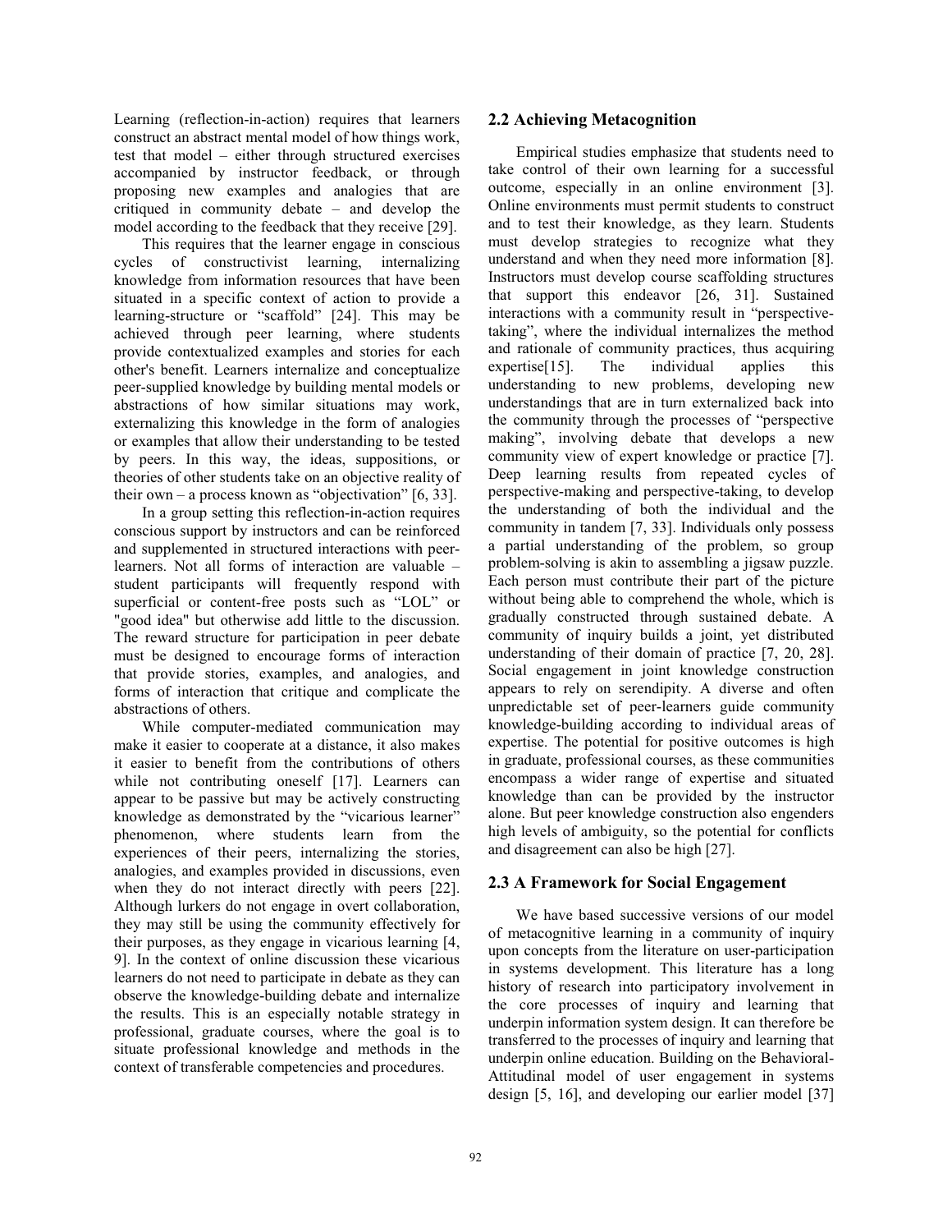Learning (reflection-in-action) requires that learners construct an abstract mental model of how things work, test that model – either through structured exercises accompanied by instructor feedback, or through proposing new examples and analogies that are critiqued in community debate – and develop the model according to the feedback that they receive [29].

This requires that the learner engage in conscious cycles of constructivist learning, internalizing knowledge from information resources that have been situated in a specific context of action to provide a learning-structure or "scaffold" [24]. This may be achieved through peer learning, where students provide contextualized examples and stories for each other's benefit. Learners internalize and conceptualize peer-supplied knowledge by building mental models or abstractions of how similar situations may work, externalizing this knowledge in the form of analogies or examples that allow their understanding to be tested by peers. In this way, the ideas, suppositions, or theories of other students take on an objective reality of their own – a process known as "objectivation" [6, 33].

In a group setting this reflection-in-action requires conscious support by instructors and can be reinforced and supplemented in structured interactions with peer-learners. Not all forms of interaction are valuable – student participants will frequently respond with superficial or content-free posts such as "LOL" or "good idea" but otherwise add little to the discussion. The reward structure for participation in peer debate must be designed to encourage forms of interaction that provide stories, examples, and analogies, and forms of interaction that critique and complicate the abstractions of others.

While computer-mediated communication may make it easier to cooperate at a distance, it also makes it easier to benefit from the contributions of others while not contributing oneself [17]. Learners can appear to be passive but may be actively constructing knowledge as demonstrated by the "vicarious learner" phenomenon, where students learn from the experiences of their peers, internalizing the stories, analogies, and examples provided in discussions, even when they do not interact directly with peers [22]. Although lurkers do not engage in overt collaboration, they may still be using the community effectively for their purposes, as they engage in vicarious learning [4, 9]. In the context of online discussion these vicarious learners do not need to participate in debate as they can observe the knowledge-building debate and internalize the results. This is an especially notable strategy in professional, graduate courses, where the goal is to situate professional knowledge and methods in the context of transferable competencies and procedures.

## 2.2 Achieving Metacognition

Empirical studies emphasize that students need to take control of their own learning for a successful outcome, especially in an online environment [3]. Online environments must permit students to construct and to test their knowledge, as they learn. Students must develop strategies to recognize what they understand and when they need more information [8]. Instructors must develop course scaffolding structures that support this endeavor [26, 31]. Sustained interactions with a community result in "perspective-taking", where the individual internalizes the method and rationale of community practices, thus acquiring expertise[15]. The individual applies this understanding to new problems, developing new understandings that are in turn externalized back into the community through the processes of "perspective making", involving debate that develops a new community view of expert knowledge or practice [7]. Deep learning results from repeated cycles of perspective-making and perspective-taking, to develop the understanding of both the individual and the community in tandem [7, 33]. Individuals only possess a partial understanding of the problem, so group problem-solving is akin to assembling a jigsaw puzzle. Each person must contribute their part of the picture without being able to comprehend the whole, which is gradually constructed through sustained debate. A community of inquiry builds a joint, yet distributed understanding of their domain of practice [7, 20, 28]. Social engagement in joint knowledge construction appears to rely on serendipity. A diverse and often unpredictable set of peer-learners guide community knowledge-building according to individual areas of expertise. The potential for positive outcomes is high in graduate, professional courses, as these communities encompass a wider range of expertise and situated knowledge than can be provided by the instructor alone. But peer knowledge construction also engenders high levels of ambiguity, so the potential for conflicts and disagreement can also be high [27].

## 2.3 A Framework for Social Engagement

We have based successive versions of our model of metacognitive learning in a community of inquiry upon concepts from the literature on user-participation in systems development. This literature has a long history of research into participatory involvement in the core processes of inquiry and learning that underpin information system design. It can therefore be transferred to the processes of inquiry and learning that underpin online education. Building on the Behavioral-Attitudinal model of user engagement in systems design [5, 16], and developing our earlier model [37]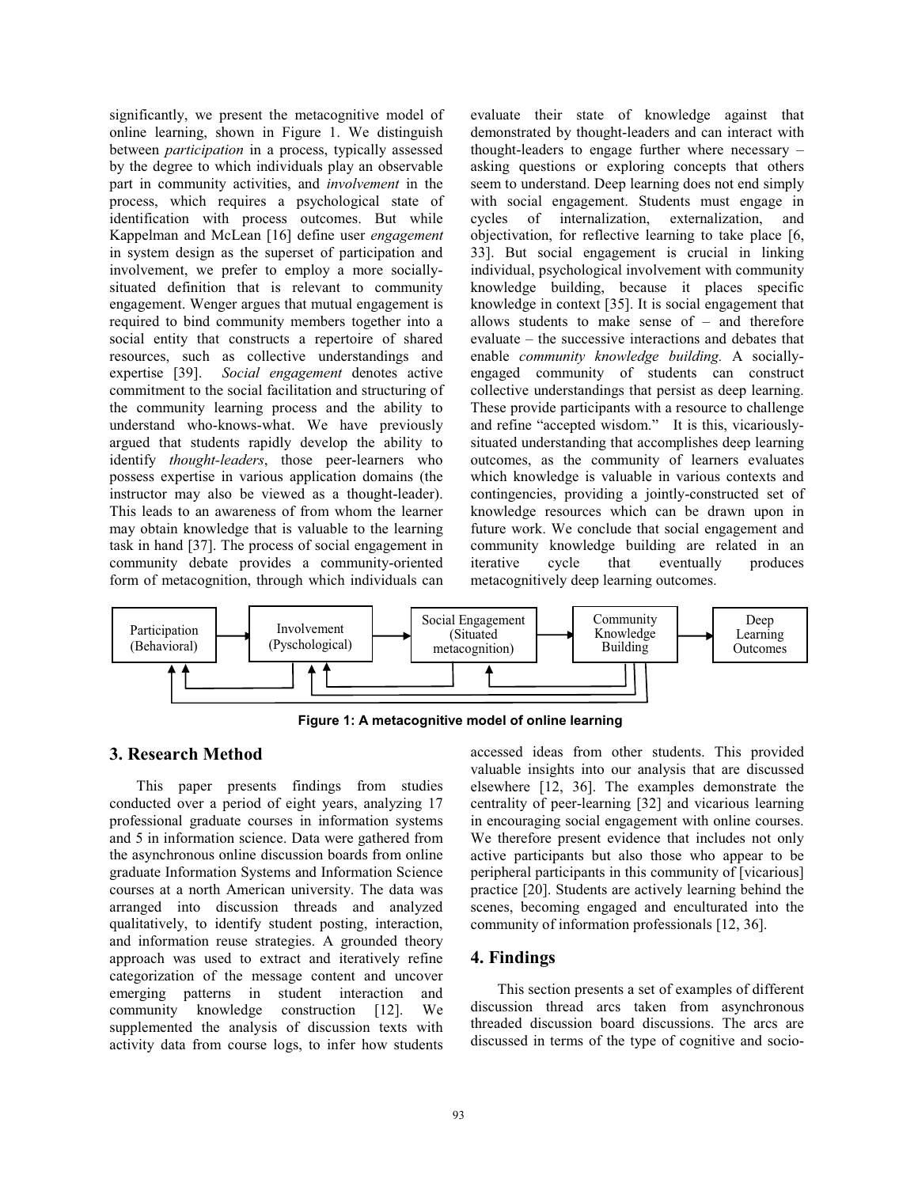significantly, we present the metacognitive model of online learning, shown in Figure 1. We distinguish between *participation* in a process, typically assessed by the degree to which individuals play an observable part in community activities, and *involvement* in the process, which requires a psychological state of identification with process outcomes. But while Kappelman and McLean [16] define user *engagement* in system design as the superset of participation and involvement, we prefer to employ a more socially-situated definition that is relevant to community engagement. Wenger argues that mutual engagement is required to bind community members together into a social entity that constructs a repertoire of shared resources, such as collective understandings and expertise [39]. *Social engagement* denotes active commitment to the social facilitation and structuring of the community learning process and the ability to understand who-knows-what. We have previously argued that students rapidly develop the ability to identify *thought-leaders*, those peer-learners who possess expertise in various application domains (the instructor may also be viewed as a thought-leader). This leads to an awareness of from whom the learner may obtain knowledge that is valuable to the learning task in hand [37]. The process of social engagement in community debate provides a community-oriented form of metacognition, through which individuals can evaluate their state of knowledge against that demonstrated by thought-leaders and can interact with thought-leaders to engage further where necessary – asking questions or exploring concepts that others seem to understand. Deep learning does not end simply with social engagement. Students must engage in cycles of internalization, externalization, and objectivation, for reflective learning to take place [6, 33]. But social engagement is crucial in linking individual, psychological involvement with community knowledge building, because it places specific knowledge in context [35]. It is social engagement that allows students to make sense of – and therefore evaluate – the successive interactions and debates that enable *community knowledge building*. A socially-engaged community of students can construct collective understandings that persist as deep learning. These provide participants with a resource to challenge and refine "accepted wisdom." It is this, vicariously-situated understanding that accomplishes deep learning outcomes, as the community of learners evaluates which knowledge is valuable in various contexts and contingencies, providing a jointly-constructed set of knowledge resources which can be drawn upon in future work. We conclude that social engagement and community knowledge building are related in an iterative cycle that eventually produces metacognitively deep learning outcomes.

Participation (Behavioral) → Involvement (Pyschological) → Social Engagement (Situated metacognition) → Community Knowledge Building → Deep Learning Outcomes

**Figure 1: A metacognitive model of online learning**

## 3. Research Method

This paper presents findings from studies conducted over a period of eight years, analyzing 17 professional graduate courses in information systems and 5 in information science. Data were gathered from the asynchronous online discussion boards from online graduate Information Systems and Information Science courses at a north American university. The data was arranged into discussion threads and analyzed qualitatively, to identify student posting, interaction, and information reuse strategies. A grounded theory approach was used to extract and iteratively refine categorization of the message content and uncover emerging patterns in student interaction and community knowledge construction [12]. We supplemented the analysis of discussion texts with activity data from course logs, to infer how students accessed ideas from other students. This provided valuable insights into our analysis that are discussed elsewhere [12, 36]. The examples demonstrate the centrality of peer-learning [32] and vicarious learning in encouraging social engagement with online courses. We therefore present evidence that includes not only active participants but also those who appear to be peripheral participants in this community of [vicarious] practice [20]. Students are actively learning behind the scenes, becoming engaged and enculturated into the community of information professionals [12, 36].

## 4. Findings

This section presents a set of examples of different discussion thread arcs taken from asynchronous threaded discussion board discussions. The arcs are discussed in terms of the type of cognitive and socio-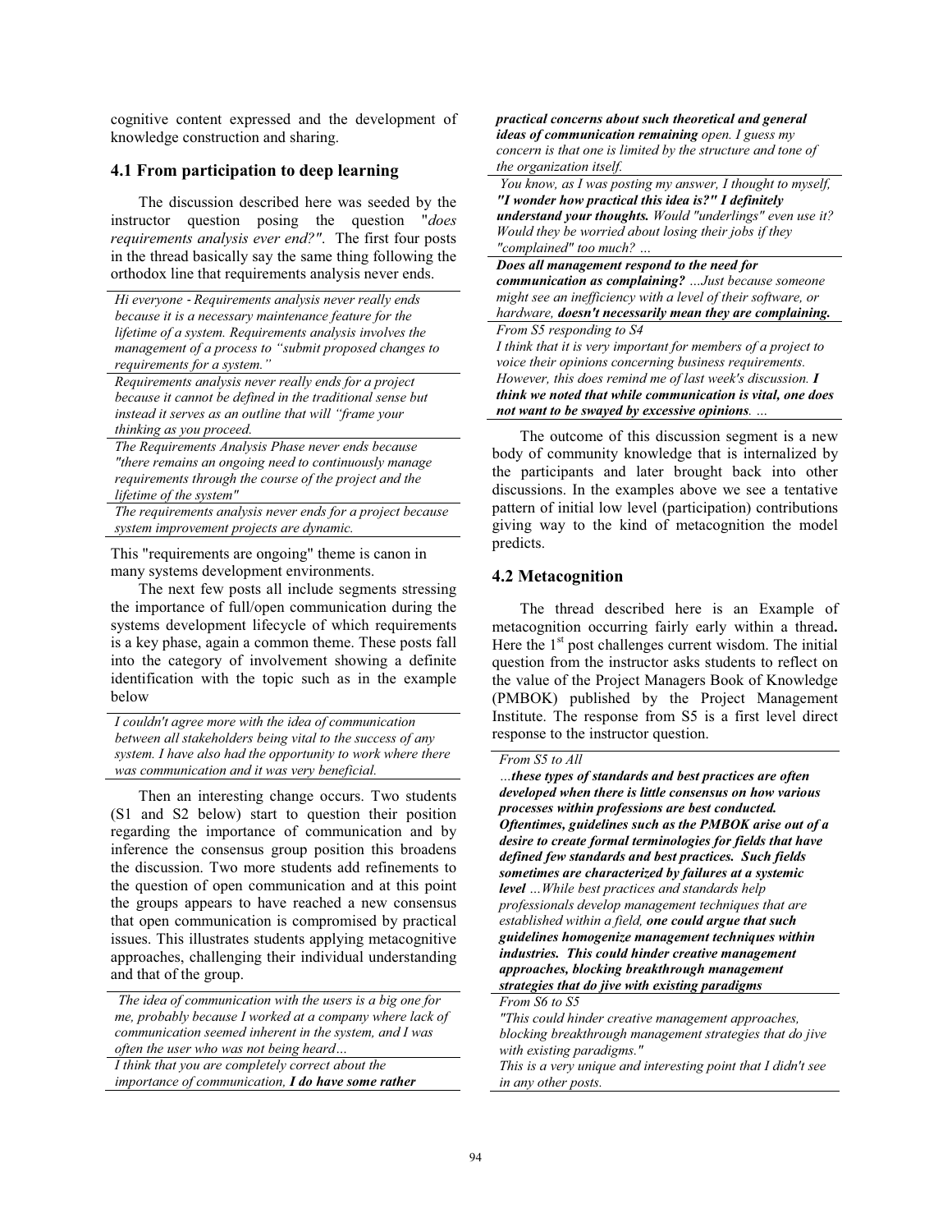cognitive content expressed and the development of knowledge construction and sharing.

### 4.1 From participation to deep learning

The discussion described here was seeded by the instructor question posing the question "*does requirements analysis ever end?"*. The first four posts in the thread basically say the same thing following the orthodox line that requirements analysis never ends.

*Hi everyone - Requirements analysis never really ends because it is a necessary maintenance feature for the lifetime of a system. Requirements analysis involves the management of a process to "submit proposed changes to requirements for a system."*

*Requirements analysis never really ends for a project because it cannot be defined in the traditional sense but instead it serves as an outline that will "frame your thinking as you proceed.*

*The Requirements Analysis Phase never ends because "there remains an ongoing need to continuously manage requirements through the course of the project and the lifetime of the system"*

*The requirements analysis never ends for a project because system improvement projects are dynamic.*

This "requirements are ongoing" theme is canon in many systems development environments.

The next few posts all include segments stressing the importance of full/open communication during the systems development lifecycle of which requirements is a key phase, again a common theme. These posts fall into the category of involvement showing a definite identification with the topic such as in the example below

*I couldn't agree more with the idea of communication between all stakeholders being vital to the success of any system. I have also had the opportunity to work where there was communication and it was very beneficial.*

Then an interesting change occurs. Two students (S1 and S2 below) start to question their position regarding the importance of communication and by inference the consensus group position this broadens the discussion. Two more students add refinements to the question of open communication and at this point the groups appears to have reached a new consensus that open communication is compromised by practical issues. This illustrates students applying metacognitive approaches, challenging their individual understanding and that of the group.

*The idea of communication with the users is a big one for me, probably because I worked at a company where lack of communication seemed inherent in the system, and I was often the user who was not being heard…*

*I think that you are completely correct about the importance of communication,* ***I do have some rather practical concerns about such theoretical and general ideas of communication remaining*** *open. I guess my concern is that one is limited by the structure and tone of the organization itself.*

*You know, as I was posting my answer, I thought to myself,* ***"I wonder how practical this idea is?" I definitely understand your thoughts.*** *Would "underlings" even use it? Would they be worried about losing their jobs if they "complained" too much? …*

***Does all management respond to the need for communication as complaining?*** *…Just because someone might see an inefficiency with a level of their software, or hardware,* ***doesn't necessarily mean they are complaining.***

*From S5 responding to S4*
*I think that it is very important for members of a project to voice their opinions concerning business requirements. However, this does remind me of last week's discussion.* ***I think we noted that while communication is vital, one does not want to be swayed by excessive opinions****. …*

The outcome of this discussion segment is a new body of community knowledge that is internalized by the participants and later brought back into other discussions. In the examples above we see a tentative pattern of initial low level (participation) contributions giving way to the kind of metacognition the model predicts.

### 4.2 Metacognition

The thread described here is an Example of metacognition occurring fairly early within a thread**.** Here the 1st post challenges current wisdom. The initial question from the instructor asks students to reflect on the value of the Project Managers Book of Knowledge (PMBOK) published by the Project Management Institute. The response from S5 is a first level direct response to the instructor question.

*From S5 to All*
*…****these types of standards and best practices are often developed when there is little consensus on how various processes within professions are best conducted. Oftentimes, guidelines such as the PMBOK arise out of a desire to create formal terminologies for fields that have defined few standards and best practices. Such fields sometimes are characterized by failures at a systemic level*** *…While best practices and standards help professionals develop management techniques that are established within a field,* ***one could argue that such guidelines homogenize management techniques within industries. This could hinder creative management approaches, blocking breakthrough management strategies that do jive with existing paradigms***

*From S6 to S5*
*"This could hinder creative management approaches, blocking breakthrough management strategies that do jive with existing paradigms."*
*This is a very unique and interesting point that I didn't see in any other posts.*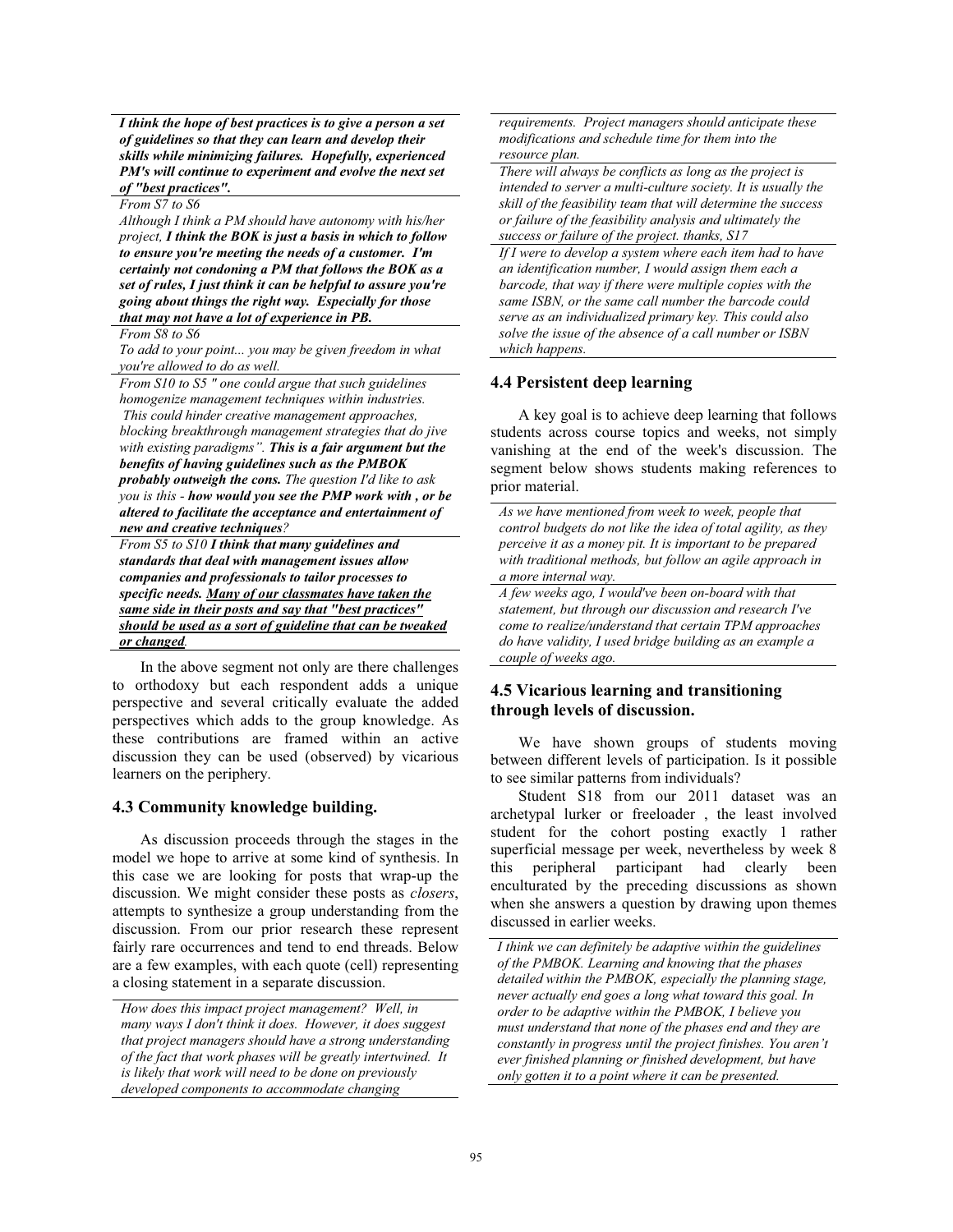*I think the hope of best practices is to give a person a set of guidelines so that they can learn and develop their skills while minimizing failures. Hopefully, experienced PM's will continue to experiment and evolve the next set of "best practices".*

*From S7 to S6*
*Although I think a PM should have autonomy with his/her project,* ***I think the BOK is just a basis in which to follow to ensure you're meeting the needs of a customer. I'm certainly not condoning a PM that follows the BOK as a set of rules, I just think it can be helpful to assure you're going about things the right way. Especially for those that may not have a lot of experience in PB.***

*From S8 to S6*
*To add to your point... you may be given freedom in what you're allowed to do as well.*

*From S10 to S5 " one could argue that such guidelines homogenize management techniques within industries. This could hinder creative management approaches, blocking breakthrough management strategies that do jive with existing paradigms".* ***This is a fair argument but the benefits of having guidelines such as the PMBOK probably outweigh the cons.*** *The question I'd like to ask you is this -* ***how would you see the PMP work with , or be altered to facilitate the acceptance and entertainment of new and creative techniques****?*

*From S5 to S10* ***I think that many guidelines and standards that deal with management issues allow companies and professionals to tailor processes to specific needs. <u>Many of our classmates have taken the same side in their posts and say that "best practices" should be used as a sort of guideline that can be tweaked or changed</u>****.*

In the above segment not only are there challenges to orthodoxy but each respondent adds a unique perspective and several critically evaluate the added perspectives which adds to the group knowledge. As these contributions are framed within an active discussion they can be used (observed) by vicarious learners on the periphery.

### 4.3 Community knowledge building.

As discussion proceeds through the stages in the model we hope to arrive at some kind of synthesis. In this case we are looking for posts that wrap-up the discussion. We might consider these posts as *closers*, attempts to synthesize a group understanding from the discussion. From our prior research these represent fairly rare occurrences and tend to end threads. Below are a few examples, with each quote (cell) representing a closing statement in a separate discussion.

*How does this impact project management? Well, in many ways I don't think it does. However, it does suggest that project managers should have a strong understanding of the fact that work phases will be greatly intertwined. It is likely that work will need to be done on previously developed components to accommodate changing requirements. Project managers should anticipate these modifications and schedule time for them into the resource plan.*

*There will always be conflicts as long as the project is intended to server a multi-culture society. It is usually the skill of the feasibility team that will determine the success or failure of the feasibility analysis and ultimately the success or failure of the project. thanks, S17*

*If I were to develop a system where each item had to have an identification number, I would assign them each a barcode, that way if there were multiple copies with the same ISBN, or the same call number the barcode could serve as an individualized primary key. This could also solve the issue of the absence of a call number or ISBN which happens.*

### 4.4 Persistent deep learning

A key goal is to achieve deep learning that follows students across course topics and weeks, not simply vanishing at the end of the week's discussion. The segment below shows students making references to prior material.

*As we have mentioned from week to week, people that control budgets do not like the idea of total agility, as they perceive it as a money pit. It is important to be prepared with traditional methods, but follow an agile approach in a more internal way.*

*A few weeks ago, I would've been on-board with that statement, but through our discussion and research I've come to realize/understand that certain TPM approaches do have validity, I used bridge building as an example a couple of weeks ago.*

### 4.5 Vicarious learning and transitioning through levels of discussion.

We have shown groups of students moving between different levels of participation. Is it possible to see similar patterns from individuals?

Student S18 from our 2011 dataset was an archetypal lurker or freeloader , the least involved student for the cohort posting exactly 1 rather superficial message per week, nevertheless by week 8 this peripheral participant had clearly been enculturated by the preceding discussions as shown when she answers a question by drawing upon themes discussed in earlier weeks.

*I think we can definitely be adaptive within the guidelines of the PMBOK. Learning and knowing that the phases detailed within the PMBOK, especially the planning stage, never actually end goes a long what toward this goal. In order to be adaptive within the PMBOK, I believe you must understand that none of the phases end and they are constantly in progress until the project finishes. You aren't ever finished planning or finished development, but have only gotten it to a point where it can be presented.*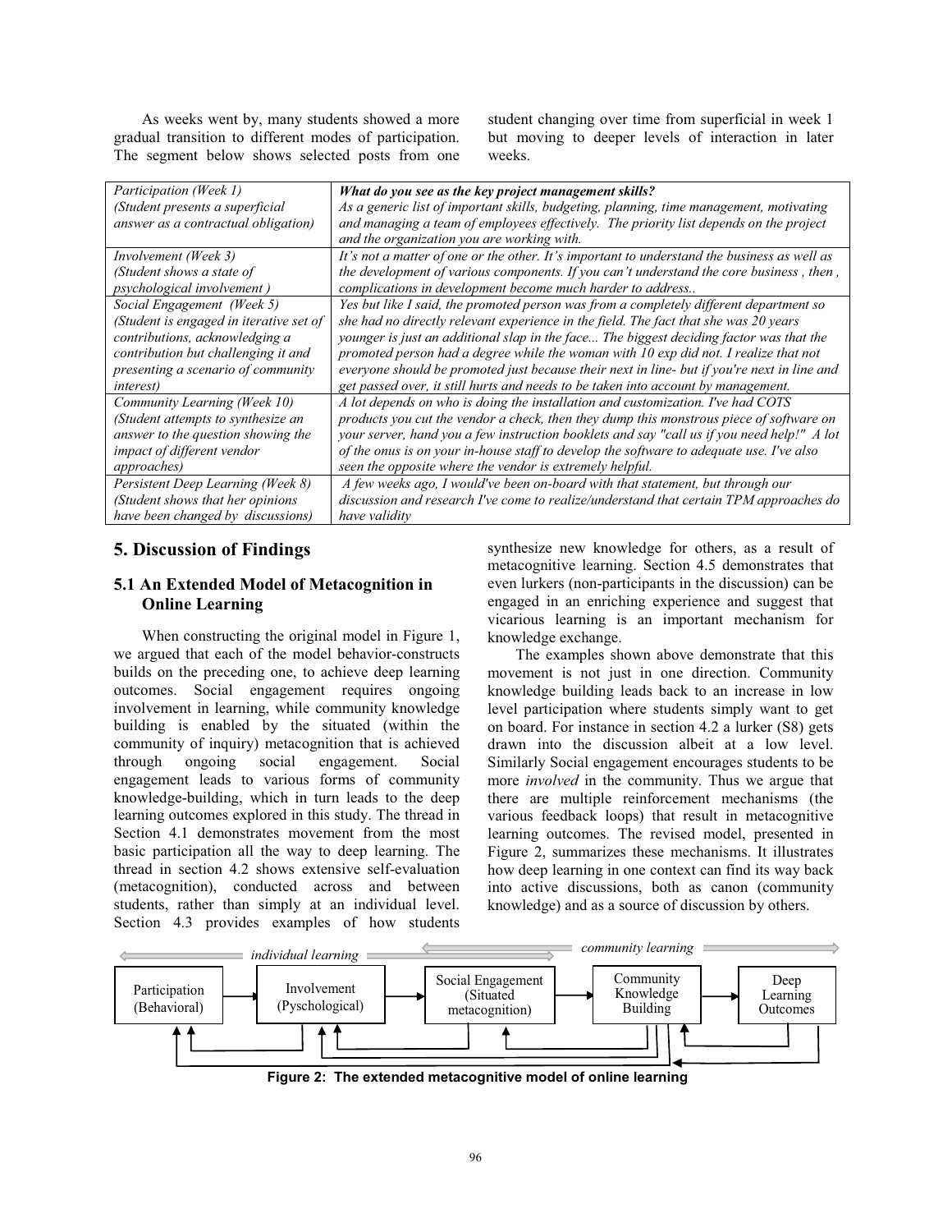As weeks went by, many students showed a more gradual transition to different modes of participation. The segment below shows selected posts from one student changing over time from superficial in week 1 but moving to deeper levels of interaction in later weeks.

| | |
|---|---|
| *Participation (Week 1)* *(Student presents a superficial answer as a contractual obligation)* | ***What do you see as the key project management skills?*** *As a generic list of important skills, budgeting, planning, time management, motivating and managing a team of employees effectively. The priority list depends on the project and the organization you are working with.* |
| *Involvement (Week 3)* *(Student shows a state of psychological involvement )* | *It's not a matter of one or the other. It's important to understand the business as well as the development of various components. If you can't understand the core business , then , complications in development become much harder to address..* |
| *Social Engagement (Week 5)* *(Student is engaged in iterative set of contributions, acknowledging a contribution but challenging it and presenting a scenario of community interest)* | *Yes but like I said, the promoted person was from a completely different department so she had no directly relevant experience in the field. The fact that she was 20 years younger is just an additional slap in the face... The biggest deciding factor was that the promoted person had a degree while the woman with 10 exp did not. I realize that not everyone should be promoted just because their next in line- but if you're next in line and get passed over, it still hurts and needs to be taken into account by management.* |
| *Community Learning (Week 10)* *(Student attempts to synthesize an answer to the question showing the impact of different vendor approaches)* | *A lot depends on who is doing the installation and customization. I've had COTS products you cut the vendor a check, then they dump this monstrous piece of software on your server, hand you a few instruction booklets and say "call us if you need help!" A lot of the onus is on your in-house staff to develop the software to adequate use. I've also seen the opposite where the vendor is extremely helpful.* |
| *Persistent Deep Learning (Week 8)* *(Student shows that her opinions have been changed by discussions)* | *A few weeks ago, I would've been on-board with that statement, but through our discussion and research I've come to realize/understand that certain TPM approaches do have validity* |

## 5. Discussion of Findings

### 5.1 An Extended Model of Metacognition in Online Learning

When constructing the original model in Figure 1, we argued that each of the model behavior-constructs builds on the preceding one, to achieve deep learning outcomes. Social engagement requires ongoing involvement in learning, while community knowledge building is enabled by the situated (within the community of inquiry) metacognition that is achieved through ongoing social engagement. Social engagement leads to various forms of community knowledge-building, which in turn leads to the deep learning outcomes explored in this study. The thread in Section 4.1 demonstrates movement from the most basic participation all the way to deep learning. The thread in section 4.2 shows extensive self-evaluation (metacognition), conducted across and between students, rather than simply at an individual level. Section 4.3 provides examples of how students synthesize new knowledge for others, as a result of metacognitive learning. Section 4.5 demonstrates that even lurkers (non-participants in the discussion) can be engaged in an enriching experience and suggest that vicarious learning is an important mechanism for knowledge exchange.

The examples shown above demonstrate that this movement is not just in one direction. Community knowledge building leads back to an increase in low level participation where students simply want to get on board. For instance in section 4.2 a lurker (S8) gets drawn into the discussion albeit at a low level. Similarly Social engagement encourages students to be more *involved* in the community. Thus we argue that there are multiple reinforcement mechanisms (the various feedback loops) that result in metacognitive learning outcomes. The revised model, presented in Figure 2, summarizes these mechanisms. It illustrates how deep learning in one context can find its way back into active discussions, both as canon (community knowledge) and as a source of discussion by others.

*individual learning* — *community learning*

Participation (Behavioral) → Involvement (Pschological) → Social Engagement (Situated metacognition) → Community Knowledge Building → Deep Learning Outcomes

**Figure 2: The extended metacognitive model of online learning**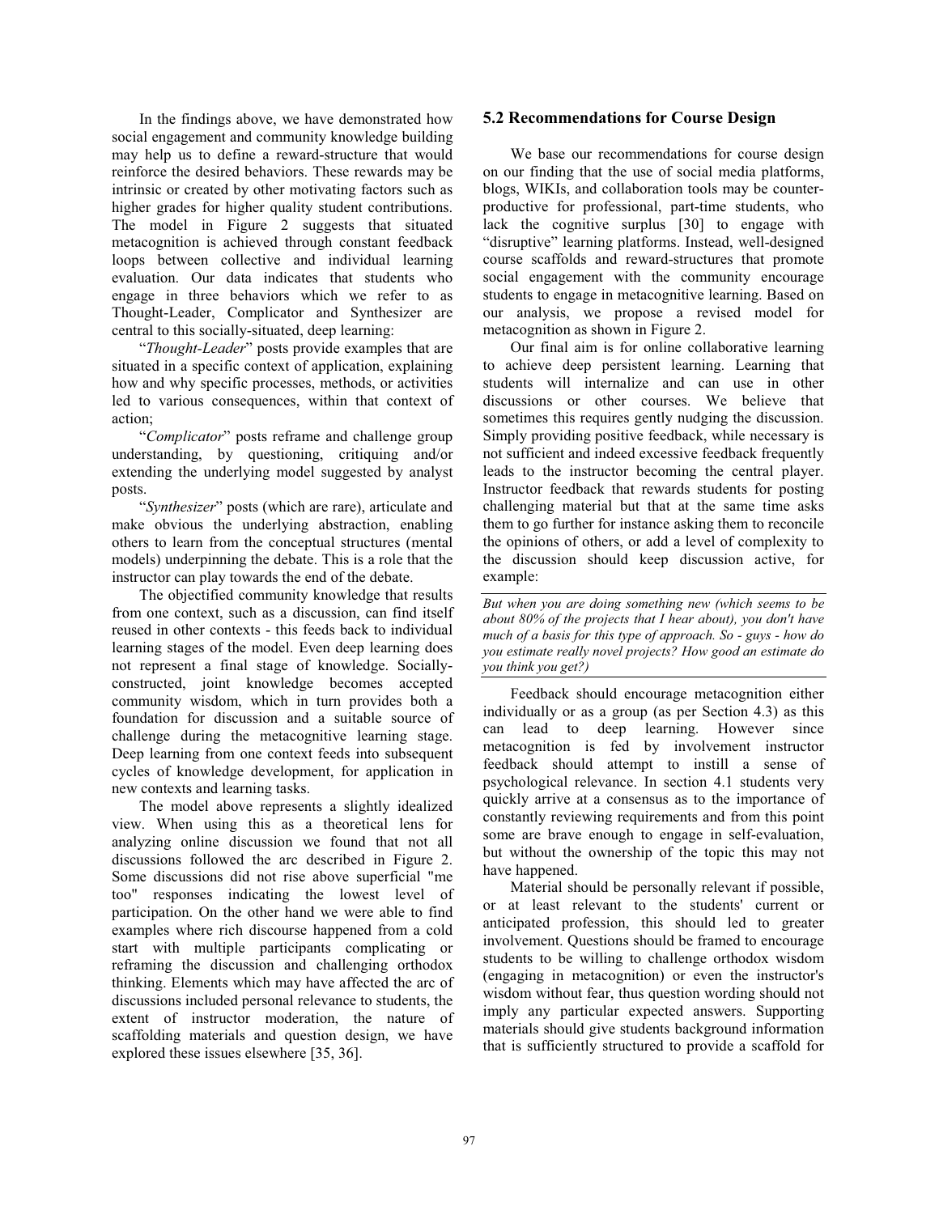In the findings above, we have demonstrated how social engagement and community knowledge building may help us to define a reward-structure that would reinforce the desired behaviors. These rewards may be intrinsic or created by other motivating factors such as higher grades for higher quality student contributions. The model in Figure 2 suggests that situated metacognition is achieved through constant feedback loops between collective and individual learning evaluation. Our data indicates that students who engage in three behaviors which we refer to as Thought-Leader, Complicator and Synthesizer are central to this socially-situated, deep learning:

"*Thought-Leader*" posts provide examples that are situated in a specific context of application, explaining how and why specific processes, methods, or activities led to various consequences, within that context of action;

"*Complicator*" posts reframe and challenge group understanding, by questioning, critiquing and/or extending the underlying model suggested by analyst posts.

"*Synthesizer*" posts (which are rare), articulate and make obvious the underlying abstraction, enabling others to learn from the conceptual structures (mental models) underpinning the debate. This is a role that the instructor can play towards the end of the debate.

The objectified community knowledge that results from one context, such as a discussion, can find itself reused in other contexts - this feeds back to individual learning stages of the model. Even deep learning does not represent a final stage of knowledge. Socially-constructed, joint knowledge becomes accepted community wisdom, which in turn provides both a foundation for discussion and a suitable source of challenge during the metacognitive learning stage. Deep learning from one context feeds into subsequent cycles of knowledge development, for application in new contexts and learning tasks.

The model above represents a slightly idealized view. When using this as a theoretical lens for analyzing online discussion we found that not all discussions followed the arc described in Figure 2. Some discussions did not rise above superficial "me too" responses indicating the lowest level of participation. On the other hand we were able to find examples where rich discourse happened from a cold start with multiple participants complicating or reframing the discussion and challenging orthodox thinking. Elements which may have affected the arc of discussions included personal relevance to students, the extent of instructor moderation, the nature of scaffolding materials and question design, we have explored these issues elsewhere [35, 36].

## 5.2 Recommendations for Course Design

We base our recommendations for course design on our finding that the use of social media platforms, blogs, WIKIs, and collaboration tools may be counter-productive for professional, part-time students, who lack the cognitive surplus [30] to engage with "disruptive" learning platforms. Instead, well-designed course scaffolds and reward-structures that promote social engagement with the community encourage students to engage in metacognitive learning. Based on our analysis, we propose a revised model for metacognition as shown in Figure 2.

Our final aim is for online collaborative learning to achieve deep persistent learning. Learning that students will internalize and can use in other discussions or other courses. We believe that sometimes this requires gently nudging the discussion. Simply providing positive feedback, while necessary is not sufficient and indeed excessive feedback frequently leads to the instructor becoming the central player. Instructor feedback that rewards students for posting challenging material but that at the same time asks them to go further for instance asking them to reconcile the opinions of others, or add a level of complexity to the discussion should keep discussion active, for example:

> *But when you are doing something new (which seems to be about 80% of the projects that I hear about), you don't have much of a basis for this type of approach. So - guys - how do you estimate really novel projects? How good an estimate do you think you get?)*

Feedback should encourage metacognition either individually or as a group (as per Section 4.3) as this can lead to deep learning. However since metacognition is fed by involvement instructor feedback should attempt to instill a sense of psychological relevance. In section 4.1 students very quickly arrive at a consensus as to the importance of constantly reviewing requirements and from this point some are brave enough to engage in self-evaluation, but without the ownership of the topic this may not have happened.

Material should be personally relevant if possible, or at least relevant to the students' current or anticipated profession, this should led to greater involvement. Questions should be framed to encourage students to be willing to challenge orthodox wisdom (engaging in metacognition) or even the instructor's wisdom without fear, thus question wording should not imply any particular expected answers. Supporting materials should give students background information that is sufficiently structured to provide a scaffold for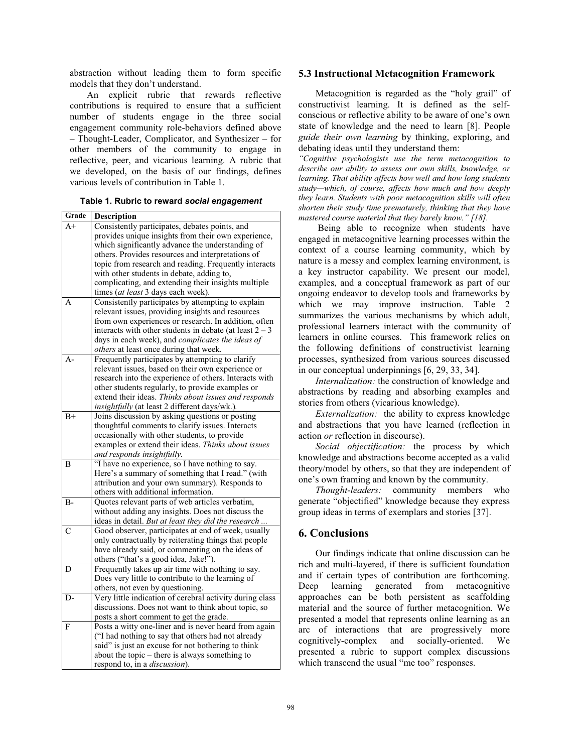abstraction without leading them to form specific models that they don't understand.

An explicit rubric that rewards reflective contributions is required to ensure that a sufficient number of students engage in the three social engagement community role-behaviors defined above – Thought-Leader, Complicator, and Synthesizer – for other members of the community to engage in reflective, peer, and vicarious learning. A rubric that we developed, on the basis of our findings, defines various levels of contribution in Table 1.

**Table 1. Rubric to reward *social engagement***

| Grade | Description |
|---|---|
| A+ | Consistently participates, debates points, and provides unique insights from their own experience, which significantly advance the understanding of others. Provides resources and interpretations of topic from research and reading. Frequently interacts with other students in debate, adding to, complicating, and extending their insights multiple times (*at least* 3 days each week). |
| A | Consistently participates by attempting to explain relevant issues, providing insights and resources from own experiences or research. In addition, often interacts with other students in debate (at least 2 – 3 days in each week), and *complicates the ideas of others* at least once during that week. |
| A- | Frequently participates by attempting to clarify relevant issues, based on their own experience or research into the experience of others. Interacts with other students regularly, to provide examples or extend their ideas. *Thinks about issues and responds insightfully* (at least 2 different days/wk.). |
| B+ | Joins discussion by asking questions or posting thoughtful comments to clarify issues. Interacts occasionally with other students, to provide examples or extend their ideas. *Thinks about issues and responds insightfully.* |
| B | "I have no experience, so I have nothing to say. Here's a summary of something that I read." (with attribution and your own summary). Responds to others with additional information. |
| B- | Quotes relevant parts of web articles verbatim, without adding any insights. Does not discuss the ideas in detail. *But at least they did the research ...* |
| C | Good observer, participates at end of week, usually only contractually by reiterating things that people have already said, or commenting on the ideas of others ("that's a good idea, Jake!"). |
| D | Frequently takes up air time with nothing to say. Does very little to contribute to the learning of others, not even by questioning. |
| D- | Very little indication of cerebral activity during class discussions. Does not want to think about topic, so posts a short comment to get the grade. |
| F | Posts a witty one-liner and is never heard from again ("I had nothing to say that others had not already said" is just an excuse for not bothering to think about the topic – there is always something to respond to, in a *discussion*). |

### 5.3 Instructional Metacognition Framework

Metacognition is regarded as the "holy grail" of constructivist learning. It is defined as the self-conscious or reflective ability to be aware of one's own state of knowledge and the need to learn [8]. People *guide their own learning* by thinking, exploring, and debating ideas until they understand them:

*"Cognitive psychologists use the term metacognition to describe our ability to assess our own skills, knowledge, or learning. That ability affects how well and how long students study—which, of course, affects how much and how deeply they learn. Students with poor metacognition skills will often shorten their study time prematurely, thinking that they have mastered course material that they barely know." [18].*

Being able to recognize when students have engaged in metacognitive learning processes within the context of a course learning community, which by nature is a messy and complex learning environment, is a key instructor capability. We present our model, examples, and a conceptual framework as part of our ongoing endeavor to develop tools and frameworks by which we may improve instruction. Table 2 summarizes the various mechanisms by which adult, professional learners interact with the community of learners in online courses. This framework relies on the following definitions of constructivist learning processes, synthesized from various sources discussed in our conceptual underpinnings [6, 29, 33, 34].

*Internalization:* the construction of knowledge and abstractions by reading and absorbing examples and stories from others (vicarious knowledge).

*Externalization:* the ability to express knowledge and abstractions that you have learned (reflection in action *or* reflection in discourse).

*Social objectification:* the process by which knowledge and abstractions become accepted as a valid theory/model by others, so that they are independent of one's own framing and known by the community.

*Thought-leaders:* community members who generate "objectified" knowledge because they express group ideas in terms of exemplars and stories [37].

## 6. Conclusions

Our findings indicate that online discussion can be rich and multi-layered, if there is sufficient foundation and if certain types of contribution are forthcoming. Deep learning generated from metacognitive approaches can be both persistent as scaffolding material and the source of further metacognition. We presented a model that represents online learning as an arc of interactions that are progressively more cognitively-complex and socially-oriented. We presented a rubric to support complex discussions which transcend the usual "me too" responses.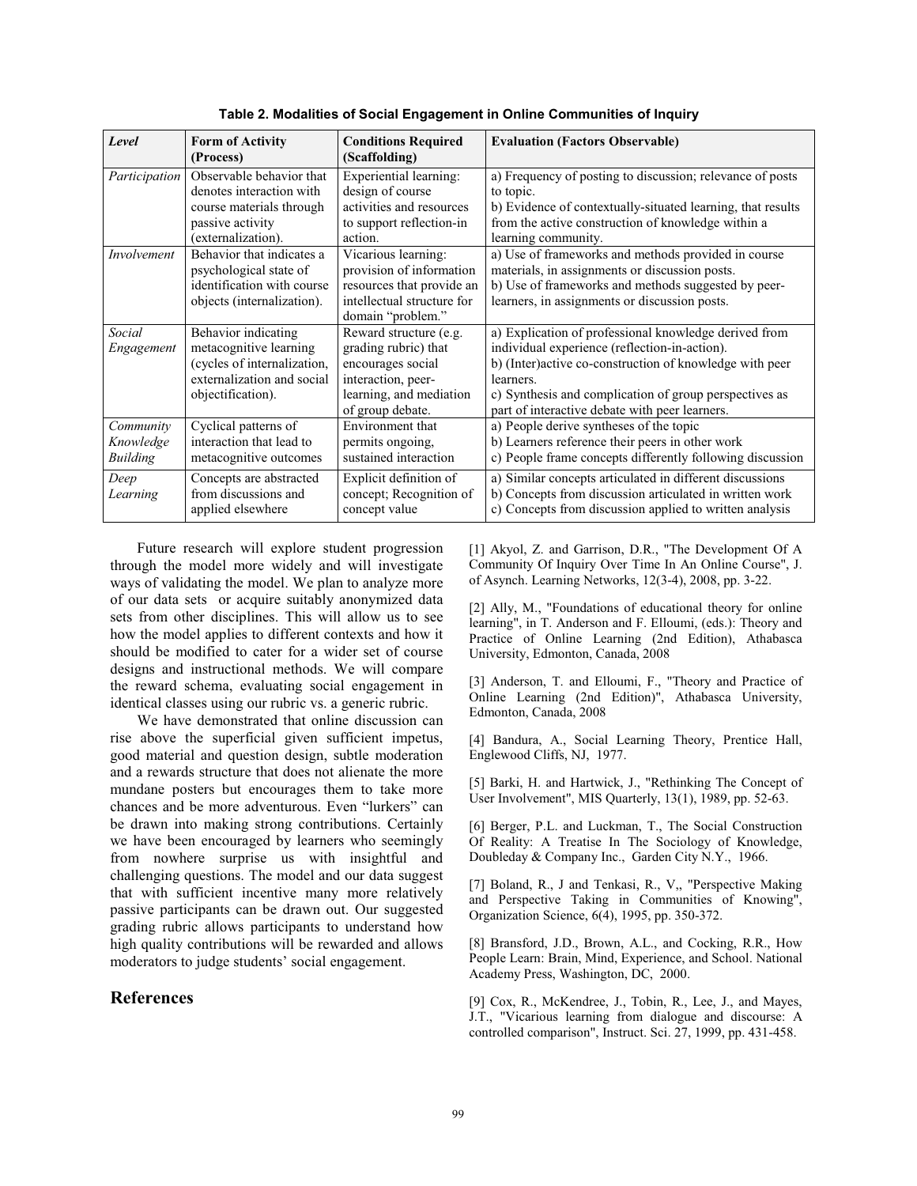**Table 2. Modalities of Social Engagement in Online Communities of Inquiry**

| *Level* | Form of Activity (Process) | Conditions Required (Scaffolding) | Evaluation (Factors Observable) |
|---|---|---|---|
| *Participation* | Observable behavior that denotes interaction with course materials through passive activity (externalization). | Experiential learning: design of course activities and resources to support reflection-in action. | a) Frequency of posting to discussion; relevance of posts to topic.<br>b) Evidence of contextually-situated learning, that results from the active construction of knowledge within a learning community. |
| *Involvement* | Behavior that indicates a psychological state of identification with course objects (internalization). | Vicarious learning: provision of information resources that provide an intellectual structure for domain "problem." | a) Use of frameworks and methods provided in course materials, in assignments or discussion posts.<br>b) Use of frameworks and methods suggested by peer-learners, in assignments or discussion posts. |
| *Social Engagement* | Behavior indicating metacognitive learning (cycles of internalization, externalization and social objectification). | Reward structure (e.g. grading rubric) that encourages social interaction, peer-learning, and mediation of group debate. | a) Explication of professional knowledge derived from individual experience (reflection-in-action).<br>b) (Inter)active co-construction of knowledge with peer learners.<br>c) Synthesis and complication of group perspectives as part of interactive debate with peer learners. |
| *Community Knowledge Building* | Cyclical patterns of interaction that lead to metacognitive outcomes | Environment that permits ongoing, sustained interaction | a) People derive syntheses of the topic<br>b) Learners reference their peers in other work<br>c) People frame concepts differently following discussion |
| *Deep Learning* | Concepts are abstracted from discussions and applied elsewhere | Explicit definition of concept; Recognition of concept value | a) Similar concepts articulated in different discussions<br>b) Concepts from discussion articulated in written work<br>c) Concepts from discussion applied to written analysis |

Future research will explore student progression through the model more widely and will investigate ways of validating the model. We plan to analyze more of our data sets or acquire suitably anonymized data sets from other disciplines. This will allow us to see how the model applies to different contexts and how it should be modified to cater for a wider set of course designs and instructional methods. We will compare the reward schema, evaluating social engagement in identical classes using our rubric vs. a generic rubric.

We have demonstrated that online discussion can rise above the superficial given sufficient impetus, good material and question design, subtle moderation and a rewards structure that does not alienate the more mundane posters but encourages them to take more chances and be more adventurous. Even "lurkers" can be drawn into making strong contributions. Certainly we have been encouraged by learners who seemingly from nowhere surprise us with insightful and challenging questions. The model and our data suggest that with sufficient incentive many more relatively passive participants can be drawn out. Our suggested grading rubric allows participants to understand how high quality contributions will be rewarded and allows moderators to judge students' social engagement.

## References

[1] Akyol, Z. and Garrison, D.R., "The Development Of A Community Of Inquiry Over Time In An Online Course", J. of Asynch. Learning Networks, 12(3-4), 2008, pp. 3-22.

[2] Ally, M., "Foundations of educational theory for online learning", in T. Anderson and F. Elloumi, (eds.): Theory and Practice of Online Learning (2nd Edition), Athabasca University, Edmonton, Canada, 2008

[3] Anderson, T. and Elloumi, F., "Theory and Practice of Online Learning (2nd Edition)", Athabasca University, Edmonton, Canada, 2008

[4] Bandura, A., Social Learning Theory, Prentice Hall, Englewood Cliffs, NJ, 1977.

[5] Barki, H. and Hartwick, J., "Rethinking The Concept of User Involvement", MIS Quarterly, 13(1), 1989, pp. 52-63.

[6] Berger, P.L. and Luckman, T., The Social Construction Of Reality: A Treatise In The Sociology of Knowledge, Doubleday & Company Inc., Garden City N.Y., 1966.

[7] Boland, R., J and Tenkasi, R., V,, "Perspective Making and Perspective Taking in Communities of Knowing", Organization Science, 6(4), 1995, pp. 350-372.

[8] Bransford, J.D., Brown, A.L., and Cocking, R.R., How People Learn: Brain, Mind, Experience, and School. National Academy Press, Washington, DC, 2000.

[9] Cox, R., McKendree, J., Tobin, R., Lee, J., and Mayes, J.T., "Vicarious learning from dialogue and discourse: A controlled comparison", Instruct. Sci. 27, 1999, pp. 431-458.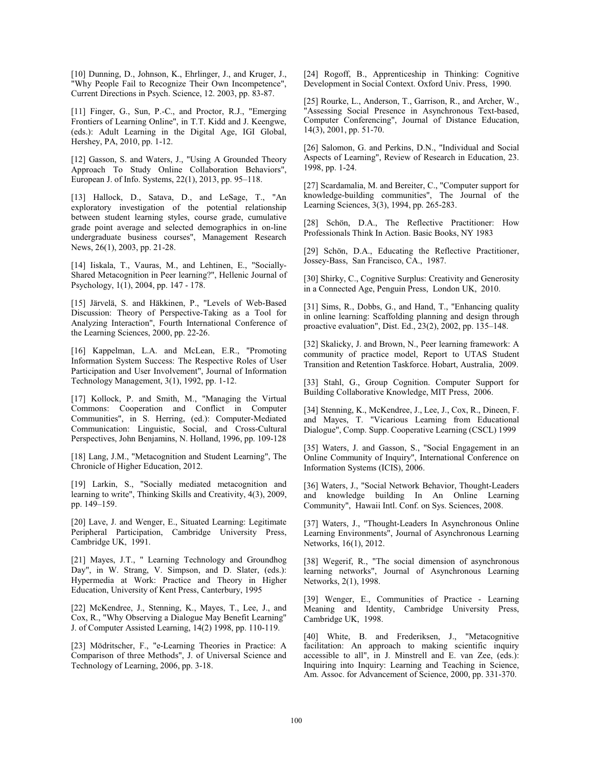[10] Dunning, D., Johnson, K., Ehrlinger, J., and Kruger, J., "Why People Fail to Recognize Their Own Incompetence", Current Directions in Psych. Science, 12. 2003, pp. 83-87.

[11] Finger, G., Sun, P.-C., and Proctor, R.J., "Emerging Frontiers of Learning Online", in T.T. Kidd and J. Keengwe, (eds.): Adult Learning in the Digital Age, IGI Global, Hershey, PA, 2010, pp. 1-12.

[12] Gasson, S. and Waters, J., "Using A Grounded Theory Approach To Study Online Collaboration Behaviors", European J. of Info. Systems, 22(1), 2013, pp. 95–118.

[13] Hallock, D., Satava, D., and LeSage, T., "An exploratory investigation of the potential relationship between student learning styles, course grade, cumulative grade point average and selected demographics in on-line undergraduate business courses", Management Research News, 26(1), 2003, pp. 21-28.

[14] Iiskala, T., Vauras, M., and Lehtinen, E., "Socially-Shared Metacognition in Peer learning?", Hellenic Journal of Psychology, 1(1), 2004, pp. 147 - 178.

[15] Järvelä, S. and Häkkinen, P., "Levels of Web-Based Discussion: Theory of Perspective-Taking as a Tool for Analyzing Interaction", Fourth International Conference of the Learning Sciences, 2000, pp. 22-26.

[16] Kappelman, L.A. and McLean, E.R., "Promoting Information System Success: The Respective Roles of User Participation and User Involvement", Journal of Information Technology Management, 3(1), 1992, pp. 1-12.

[17] Kollock, P. and Smith, M., "Managing the Virtual Commons: Cooperation and Conflict in Computer Communities", in S. Herring, (ed.): Computer-Mediated Communication: Linguistic, Social, and Cross-Cultural Perspectives, John Benjamins, N. Holland, 1996, pp. 109-128

[18] Lang, J.M., "Metacognition and Student Learning", The Chronicle of Higher Education, 2012.

[19] Larkin, S., "Socially mediated metacognition and learning to write", Thinking Skills and Creativity, 4(3), 2009, pp. 149–159.

[20] Lave, J. and Wenger, E., Situated Learning: Legitimate Peripheral Participation, Cambridge University Press, Cambridge UK, 1991.

[21] Mayes, J.T., " Learning Technology and Groundhog Day", in W. Strang, V. Simpson, and D. Slater, (eds.): Hypermedia at Work: Practice and Theory in Higher Education, University of Kent Press, Canterbury, 1995

[22] McKendree, J., Stenning, K., Mayes, T., Lee, J., and Cox, R., "Why Observing a Dialogue May Benefit Learning" J. of Computer Assisted Learning, 14(2) 1998, pp. 110-119.

[23] Mödritscher, F., "e-Learning Theories in Practice: A Comparison of three Methods", J. of Universal Science and Technology of Learning, 2006, pp. 3-18.

[24] Rogoff, B., Apprenticeship in Thinking: Cognitive Development in Social Context. Oxford Univ. Press, 1990.

[25] Rourke, L., Anderson, T., Garrison, R., and Archer, W., "Assessing Social Presence in Asynchronous Text-based, Computer Conferencing", Journal of Distance Education, 14(3), 2001, pp. 51-70.

[26] Salomon, G. and Perkins, D.N., "Individual and Social Aspects of Learning", Review of Research in Education, 23. 1998, pp. 1-24.

[27] Scardamalia, M. and Bereiter, C., "Computer support for knowledge-building communities", The Journal of the Learning Sciences, 3(3), 1994, pp. 265-283.

[28] Schön, D.A., The Reflective Practitioner: How Professionals Think In Action. Basic Books, NY 1983

[29] Schön, D.A., Educating the Reflective Practitioner, Jossey-Bass, San Francisco, CA., 1987.

[30] Shirky, C., Cognitive Surplus: Creativity and Generosity in a Connected Age, Penguin Press, London UK, 2010.

[31] Sims, R., Dobbs, G., and Hand, T., "Enhancing quality in online learning: Scaffolding planning and design through proactive evaluation", Dist. Ed., 23(2), 2002, pp. 135–148.

[32] Skalicky, J. and Brown, N., Peer learning framework: A community of practice model, Report to UTAS Student Transition and Retention Taskforce. Hobart, Australia, 2009.

[33] Stahl, G., Group Cognition. Computer Support for Building Collaborative Knowledge, MIT Press, 2006.

[34] Stenning, K., McKendree, J., Lee, J., Cox, R., Dineen, F. and Mayes, T. "Vicarious Learning from Educational Dialogue", Comp. Supp. Cooperative Learning (CSCL) 1999

[35] Waters, J. and Gasson, S., "Social Engagement in an Online Community of Inquiry", International Conference on Information Systems (ICIS), 2006.

[36] Waters, J., "Social Network Behavior, Thought-Leaders and knowledge building In An Online Learning Community", Hawaii Intl. Conf. on Sys. Sciences, 2008.

[37] Waters, J., "Thought-Leaders In Asynchronous Online Learning Environments", Journal of Asynchronous Learning Networks, 16(1), 2012.

[38] Wegerif, R., "The social dimension of asynchronous learning networks", Journal of Asynchronous Learning Networks, 2(1), 1998.

[39] Wenger, E., Communities of Practice - Learning Meaning and Identity, Cambridge University Press, Cambridge UK, 1998.

[40] White, B. and Frederiksen, J., "Metacognitive facilitation: An approach to making scientific inquiry accessible to all", in J. Minstrell and E. van Zee, (eds.): Inquiring into Inquiry: Learning and Teaching in Science, Am. Assoc. for Advancement of Science, 2000, pp. 331-370.